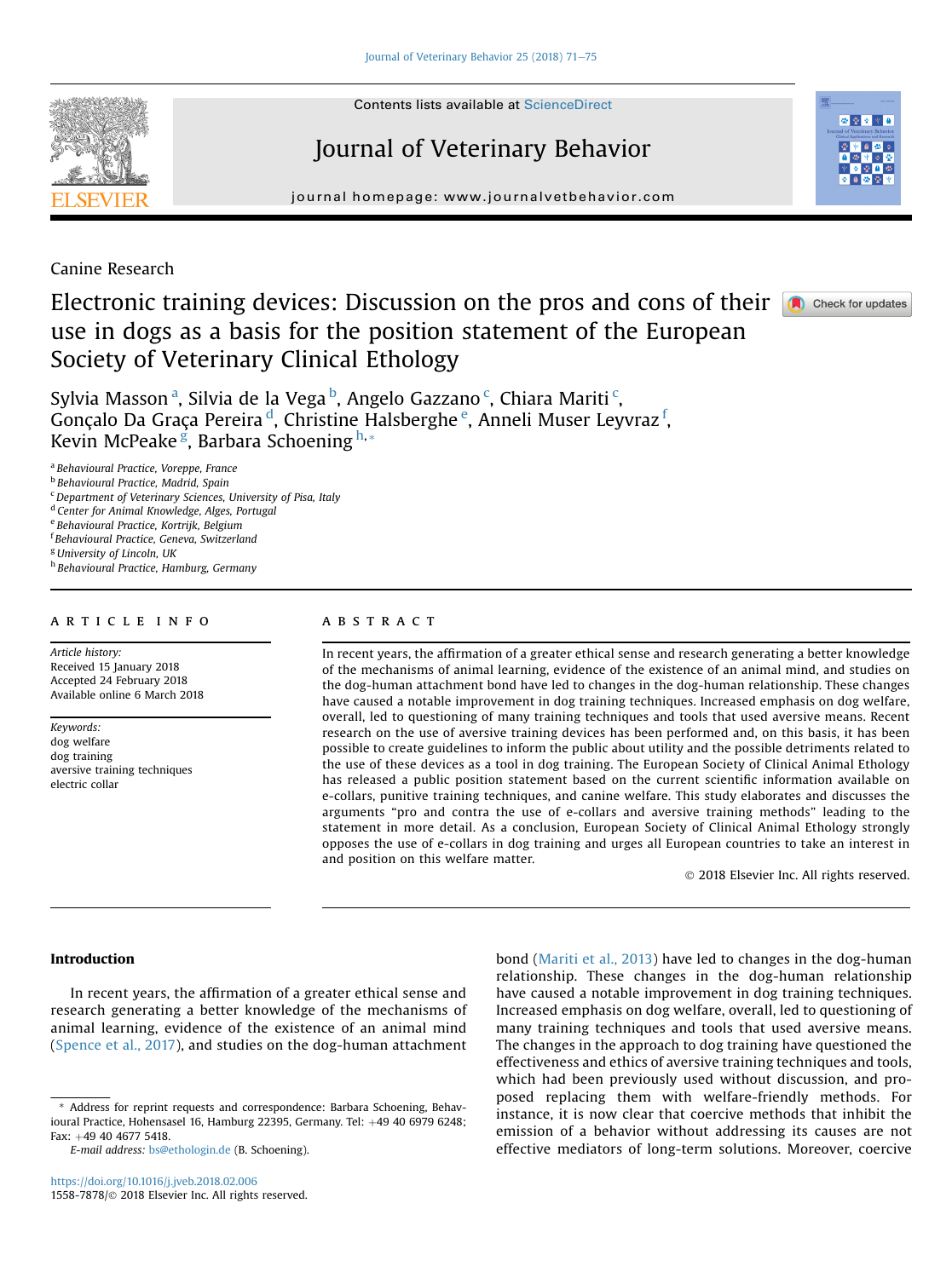Canine Research

# Electronic training devices: Discussion on the pros and cons of their use in dogs as a basis for the position statement of the European Society of Veterinary Clinical Ethology

Sylvia Masson [a], Silvia de la Vega [b], Angelo Gazzano [c], Chiara Mariti [c], Gonçalo Da Graça Pereira [d], Christine Halsberghe [e], Anneli Muser Leyvraz [f], Kevin McPeake [g], Barbara Schoening [h,*]

[a] Behavioural Practice, Voreppe, France
[b] Behavioural Practice, Madrid, Spain
[c] Department of Veterinary Sciences, University of Pisa, Italy
[d] Center for Animal Knowledge, Alges, Portugal
[e] Behavioural Practice, Kortrijk, Belgium
[f] Behavioural Practice, Geneva, Switzerland
[g] University of Lincoln, UK
[h] Behavioural Practice, Hamburg, Germany

## ARTICLE INFO

*Article history:*
Received 15 January 2018
Accepted 24 February 2018
Available online 6 March 2018

*Keywords:*
dog welfare
dog training
aversive training techniques
electric collar

## ABSTRACT

In recent years, the affirmation of a greater ethical sense and research generating a better knowledge of the mechanisms of animal learning, evidence of the existence of an animal mind, and studies on the dog-human attachment bond have led to changes in the dog-human relationship. These changes have caused a notable improvement in dog training techniques. Increased emphasis on dog welfare, overall, led to questioning of many training techniques and tools that used aversive means. Recent research on the use of aversive training devices has been performed and, on this basis, it has been possible to create guidelines to inform the public about utility and the possible detriments related to the use of these devices as a tool in dog training. The European Society of Clinical Animal Ethology has released a public position statement based on the current scientific information available on e-collars, punitive training techniques, and canine welfare. This study elaborates and discusses the arguments "pro and contra the use of e-collars and aversive training methods" leading to the statement in more detail. As a conclusion, European Society of Clinical Animal Ethology strongly opposes the use of e-collars in dog training and urges all European countries to take an interest in and position on this welfare matter.

© 2018 Elsevier Inc. All rights reserved.

## Introduction

In recent years, the affirmation of a greater ethical sense and research generating a better knowledge of the mechanisms of animal learning, evidence of the existence of an animal mind (Spence et al., 2017), and studies on the dog-human attachment bond (Mariti et al., 2013) have led to changes in the dog-human relationship. These changes in the dog-human relationship have caused a notable improvement in dog training techniques. Increased emphasis on dog welfare, overall, led to questioning of many training techniques and tools that used aversive means. The changes in the approach to dog training have questioned the effectiveness and ethics of aversive training techniques and tools, which had been previously used without discussion, and proposed replacing them with welfare-friendly methods. For instance, it is now clear that coercive methods that inhibit the emission of a behavior without addressing its causes are not effective mediators of long-term solutions. Moreover, coercive

\* Address for reprint requests and correspondence: Barbara Schoening, Behavioural Practice, Hohensasel 16, Hamburg 22395, Germany. Tel: +49 40 6979 6248; Fax: +49 40 4677 5418.
E-mail address: bs@ethologin.de (B. Schoening).

https://doi.org/10.1016/j.jveb.2018.02.006
1558-7878/© 2018 Elsevier Inc. All rights reserved.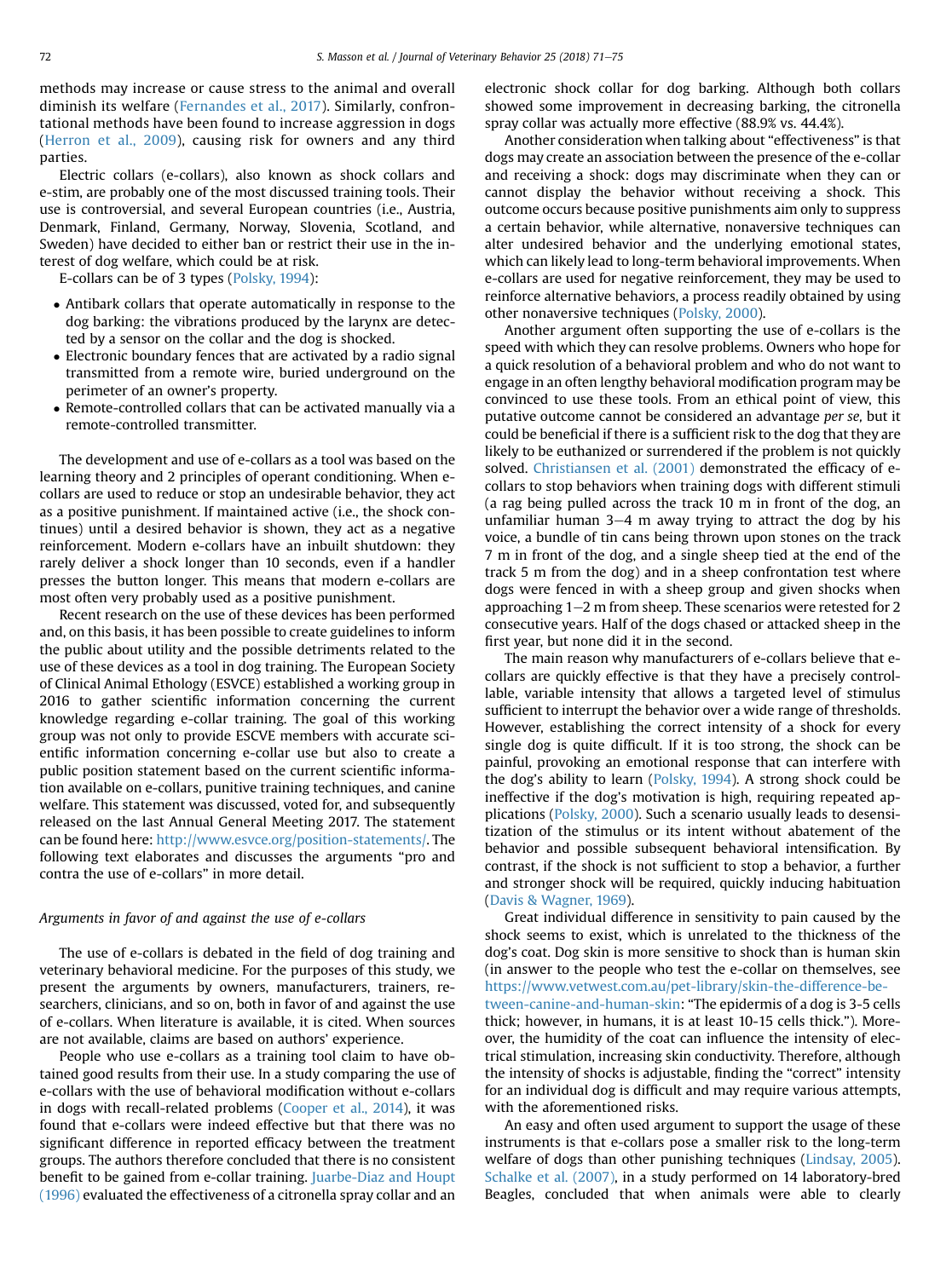methods may increase or cause stress to the animal and overall diminish its welfare (Fernandes et al., 2017). Similarly, confrontational methods have been found to increase aggression in dogs (Herron et al., 2009), causing risk for owners and any third parties.

Electric collars (e-collars), also known as shock collars and e-stim, are probably one of the most discussed training tools. Their use is controversial, and several European countries (i.e., Austria, Denmark, Finland, Germany, Norway, Slovenia, Scotland, and Sweden) have decided to either ban or restrict their use in the interest of dog welfare, which could be at risk.

E-collars can be of 3 types (Polsky, 1994):

- Antibark collars that operate automatically in response to the dog barking: the vibrations produced by the larynx are detected by a sensor on the collar and the dog is shocked.
- Electronic boundary fences that are activated by a radio signal transmitted from a remote wire, buried underground on the perimeter of an owner's property.
- Remote-controlled collars that can be activated manually via a remote-controlled transmitter.

The development and use of e-collars as a tool was based on the learning theory and 2 principles of operant conditioning. When e-collars are used to reduce or stop an undesirable behavior, they act as a positive punishment. If maintained active (i.e., the shock continues) until a desired behavior is shown, they act as a negative reinforcement. Modern e-collars have an inbuilt shutdown: they rarely deliver a shock longer than 10 seconds, even if a handler presses the button longer. This means that modern e-collars are most often very probably used as a positive punishment.

Recent research on the use of these devices has been performed and, on this basis, it has been possible to create guidelines to inform the public about utility and the possible detriments related to the use of these devices as a tool in dog training. The European Society of Clinical Animal Ethology (ESVCE) established a working group in 2016 to gather scientific information concerning the current knowledge regarding e-collar training. The goal of this working group was not only to provide ESCVE members with accurate scientific information concerning e-collar use but also to create a public position statement based on the current scientific information available on e-collars, punitive training techniques, and canine welfare. This statement was discussed, voted for, and subsequently released on the last Annual General Meeting 2017. The statement can be found here: http://www.esvce.org/position-statements/. The following text elaborates and discusses the arguments "pro and contra the use of e-collars" in more detail.

## *Arguments in favor of and against the use of e-collars*

The use of e-collars is debated in the field of dog training and veterinary behavioral medicine. For the purposes of this study, we present the arguments by owners, manufacturers, trainers, researchers, clinicians, and so on, both in favor of and against the use of e-collars. When literature is available, it is cited. When sources are not available, claims are based on authors' experience.

People who use e-collars as a training tool claim to have obtained good results from their use. In a study comparing the use of e-collars with the use of behavioral modification without e-collars in dogs with recall-related problems (Cooper et al., 2014), it was found that e-collars were indeed effective but that there was no significant difference in reported efficacy between the treatment groups. The authors therefore concluded that there is no consistent benefit to be gained from e-collar training. Juarbe-Diaz and Houpt (1996) evaluated the effectiveness of a citronella spray collar and an electronic shock collar for dog barking. Although both collars showed some improvement in decreasing barking, the citronella spray collar was actually more effective (88.9% vs. 44.4%).

Another consideration when talking about "effectiveness" is that dogs may create an association between the presence of the e-collar and receiving a shock: dogs may discriminate when they can or cannot display the behavior without receiving a shock. This outcome occurs because positive punishments aim only to suppress a certain behavior, while alternative, nonaversive techniques can alter undesired behavior and the underlying emotional states, which can likely lead to long-term behavioral improvements. When e-collars are used for negative reinforcement, they may be used to reinforce alternative behaviors, a process readily obtained by using other nonaversive techniques (Polsky, 2000).

Another argument often supporting the use of e-collars is the speed with which they can resolve problems. Owners who hope for a quick resolution of a behavioral problem and who do not want to engage in an often lengthy behavioral modification program may be convinced to use these tools. From an ethical point of view, this putative outcome cannot be considered an advantage *per se*, but it could be beneficial if there is a sufficient risk to the dog that they are likely to be euthanized or surrendered if the problem is not quickly solved. Christiansen et al. (2001) demonstrated the efficacy of e-collars to stop behaviors when training dogs with different stimuli (a rag being pulled across the track 10 m in front of the dog, an unfamiliar human 3–4 m away trying to attract the dog by his voice, a bundle of tin cans being thrown upon stones on the track 7 m in front of the dog, and a single sheep tied at the end of the track 5 m from the dog) and in a sheep confrontation test where dogs were fenced in with a sheep group and given shocks when approaching 1–2 m from sheep. These scenarios were retested for 2 consecutive years. Half of the dogs chased or attacked sheep in the first year, but none did it in the second.

The main reason why manufacturers of e-collars believe that e-collars are quickly effective is that they have a precisely controllable, variable intensity that allows a targeted level of stimulus sufficient to interrupt the behavior over a wide range of thresholds. However, establishing the correct intensity of a shock for every single dog is quite difficult. If it is too strong, the shock can be painful, provoking an emotional response that can interfere with the dog's ability to learn (Polsky, 1994). A strong shock could be ineffective if the dog's motivation is high, requiring repeated applications (Polsky, 2000). Such a scenario usually leads to desensitization of the stimulus or its intent without abatement of the behavior and possible subsequent behavioral intensification. By contrast, if the shock is not sufficient to stop a behavior, a further and stronger shock will be required, quickly inducing habituation (Davis & Wagner, 1969).

Great individual difference in sensitivity to pain caused by the shock seems to exist, which is unrelated to the thickness of the dog's coat. Dog skin is more sensitive to shock than is human skin (in answer to the people who test the e-collar on themselves, see https://www.vetwest.com.au/pet-library/skin-the-difference-between-canine-and-human-skin: "The epidermis of a dog is 3-5 cells thick; however, in humans, it is at least 10-15 cells thick."). Moreover, the humidity of the coat can influence the intensity of electrical stimulation, increasing skin conductivity. Therefore, although the intensity of shocks is adjustable, finding the "correct" intensity for an individual dog is difficult and may require various attempts, with the aforementioned risks.

An easy and often used argument to support the usage of these instruments is that e-collars pose a smaller risk to the long-term welfare of dogs than other punishing techniques (Lindsay, 2005). Schalke et al. (2007), in a study performed on 14 laboratory-bred Beagles, concluded that when animals were able to clearly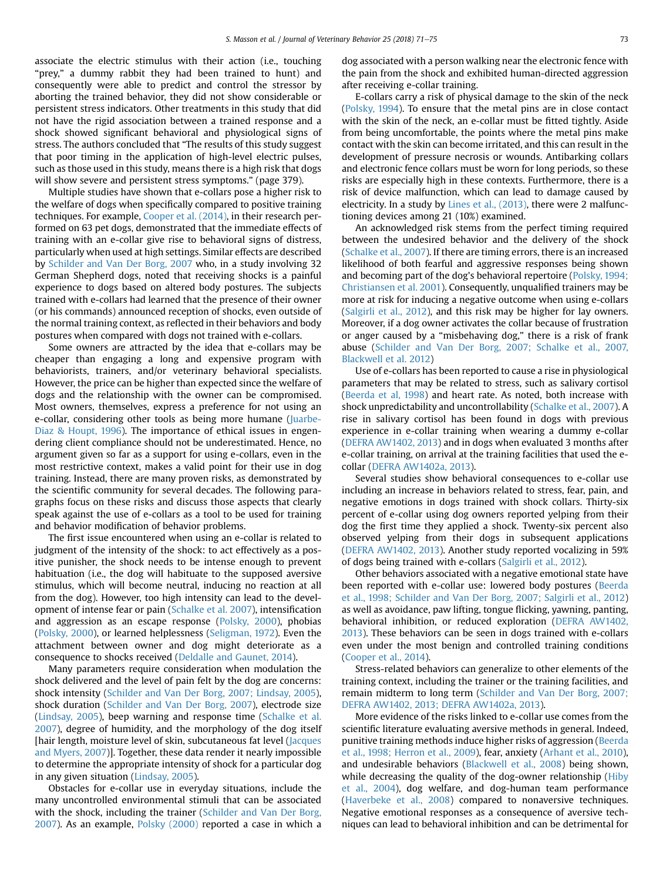associate the electric stimulus with their action (i.e., touching "prey," a dummy rabbit they had been trained to hunt) and consequently were able to predict and control the stressor by aborting the trained behavior, they did not show considerable or persistent stress indicators. Other treatments in this study that did not have the rigid association between a trained response and a shock showed significant behavioral and physiological signs of stress. The authors concluded that "The results of this study suggest that poor timing in the application of high-level electric pulses, such as those used in this study, means there is a high risk that dogs will show severe and persistent stress symptoms." (page 379).

Multiple studies have shown that e-collars pose a higher risk to the welfare of dogs when specifically compared to positive training techniques. For example, Cooper et al. (2014), in their research performed on 63 pet dogs, demonstrated that the immediate effects of training with an e-collar give rise to behavioral signs of distress, particularly when used at high settings. Similar effects are described by Schilder and Van Der Borg, 2007 who, in a study involving 32 German Shepherd dogs, noted that receiving shocks is a painful experience to dogs based on altered body postures. The subjects trained with e-collars had learned that the presence of their owner (or his commands) announced reception of shocks, even outside of the normal training context, as reflected in their behaviors and body postures when compared with dogs not trained with e-collars.

Some owners are attracted by the idea that e-collars may be cheaper than engaging a long and expensive program with behaviorists, trainers, and/or veterinary behavioral specialists. However, the price can be higher than expected since the welfare of dogs and the relationship with the owner can be compromised. Most owners, themselves, express a preference for not using an e-collar, considering other tools as being more humane (Juarbe-Diaz & Houpt, 1996). The importance of ethical issues in engendering client compliance should not be underestimated. Hence, no argument given so far as a support for using e-collars, even in the most restrictive context, makes a valid point for their use in dog training. Instead, there are many proven risks, as demonstrated by the scientific community for several decades. The following paragraphs focus on these risks and discuss those aspects that clearly speak against the use of e-collars as a tool to be used for training and behavior modification of behavior problems.

The first issue encountered when using an e-collar is related to judgment of the intensity of the shock: to act effectively as a positive punisher, the shock needs to be intense enough to prevent habituation (i.e., the dog will habituate to the supposed aversive stimulus, which will become neutral, inducing no reaction at all from the dog). However, too high intensity can lead to the development of intense fear or pain (Schalke et al. 2007), intensification and aggression as an escape response (Polsky, 2000), phobias (Polsky, 2000), or learned helplessness (Seligman, 1972). Even the attachment between owner and dog might deteriorate as a consequence to shocks received (Deldalle and Gaunet, 2014).

Many parameters require consideration when modulation the shock delivered and the level of pain felt by the dog are concerns: shock intensity (Schilder and Van Der Borg, 2007; Lindsay, 2005), shock duration (Schilder and Van Der Borg, 2007), electrode size (Lindsay, 2005), beep warning and response time (Schalke et al. 2007), degree of humidity, and the morphology of the dog itself [hair length, moisture level of skin, subcutaneous fat level (Jacques and Myers, 2007)]. Together, these data render it nearly impossible to determine the appropriate intensity of shock for a particular dog in any given situation (Lindsay, 2005).

Obstacles for e-collar use in everyday situations, include the many uncontrolled environmental stimuli that can be associated with the shock, including the trainer (Schilder and Van Der Borg, 2007). As an example, Polsky (2000) reported a case in which a dog associated with a person walking near the electronic fence with the pain from the shock and exhibited human-directed aggression after receiving e-collar training.

E-collars carry a risk of physical damage to the skin of the neck (Polsky, 1994). To ensure that the metal pins are in close contact with the skin of the neck, an e-collar must be fitted tightly. Aside from being uncomfortable, the points where the metal pins make contact with the skin can become irritated, and this can result in the development of pressure necrosis or wounds. Antibarking collars and electronic fence collars must be worn for long periods, so these risks are especially high in these contexts. Furthermore, there is a risk of device malfunction, which can lead to damage caused by electricity. In a study by Lines et al., (2013), there were 2 malfunctioning devices among 21 (10%) examined.

An acknowledged risk stems from the perfect timing required between the undesired behavior and the delivery of the shock (Schalke et al., 2007). If there are timing errors, there is an increased likelihood of both fearful and aggressive responses being shown and becoming part of the dog's behavioral repertoire (Polsky, 1994; Christiansen et al. 2001). Consequently, unqualified trainers may be more at risk for inducing a negative outcome when using e-collars (Salgirli et al., 2012), and this risk may be higher for lay owners. Moreover, if a dog owner activates the collar because of frustration or anger caused by a "misbehaving dog," there is a risk of frank abuse (Schilder and Van Der Borg, 2007; Schalke et al., 2007, Blackwell et al. 2012)

Use of e-collars has been reported to cause a rise in physiological parameters that may be related to stress, such as salivary cortisol (Beerda et al, 1998) and heart rate. As noted, both increase with shock unpredictability and uncontrollability (Schalke et al., 2007). A rise in salivary cortisol has been found in dogs with previous experience in e-collar training when wearing a dummy e-collar (DEFRA AW1402, 2013) and in dogs when evaluated 3 months after e-collar training, on arrival at the training facilities that used the e-collar (DEFRA AW1402a, 2013).

Several studies show behavioral consequences to e-collar use including an increase in behaviors related to stress, fear, pain, and negative emotions in dogs trained with shock collars. Thirty-six percent of e-collar using dog owners reported yelping from their dog the first time they applied a shock. Twenty-six percent also observed yelping from their dogs in subsequent applications (DEFRA AW1402, 2013). Another study reported vocalizing in 59% of dogs being trained with e-collars (Salgirli et al., 2012).

Other behaviors associated with a negative emotional state have been reported with e-collar use: lowered body postures (Beerda et al., 1998; Schilder and Van Der Borg, 2007; Salgirli et al., 2012) as well as avoidance, paw lifting, tongue flicking, yawning, panting, behavioral inhibition, or reduced exploration (DEFRA AW1402, 2013). These behaviors can be seen in dogs trained with e-collars even under the most benign and controlled training conditions (Cooper et al., 2014).

Stress-related behaviors can generalize to other elements of the training context, including the trainer or the training facilities, and remain midterm to long term (Schilder and Van Der Borg, 2007; DEFRA AW1402, 2013; DEFRA AW1402a, 2013).

More evidence of the risks linked to e-collar use comes from the scientific literature evaluating aversive methods in general. Indeed, punitive training methods induce higher risks of aggression (Beerda et al., 1998; Herron et al., 2009), fear, anxiety (Arhant et al., 2010), and undesirable behaviors (Blackwell et al., 2008) being shown, while decreasing the quality of the dog-owner relationship (Hiby et al., 2004), dog welfare, and dog-human team performance (Haverbeke et al., 2008) compared to nonaversive techniques. Negative emotional responses as a consequence of aversive techniques can lead to behavioral inhibition and can be detrimental for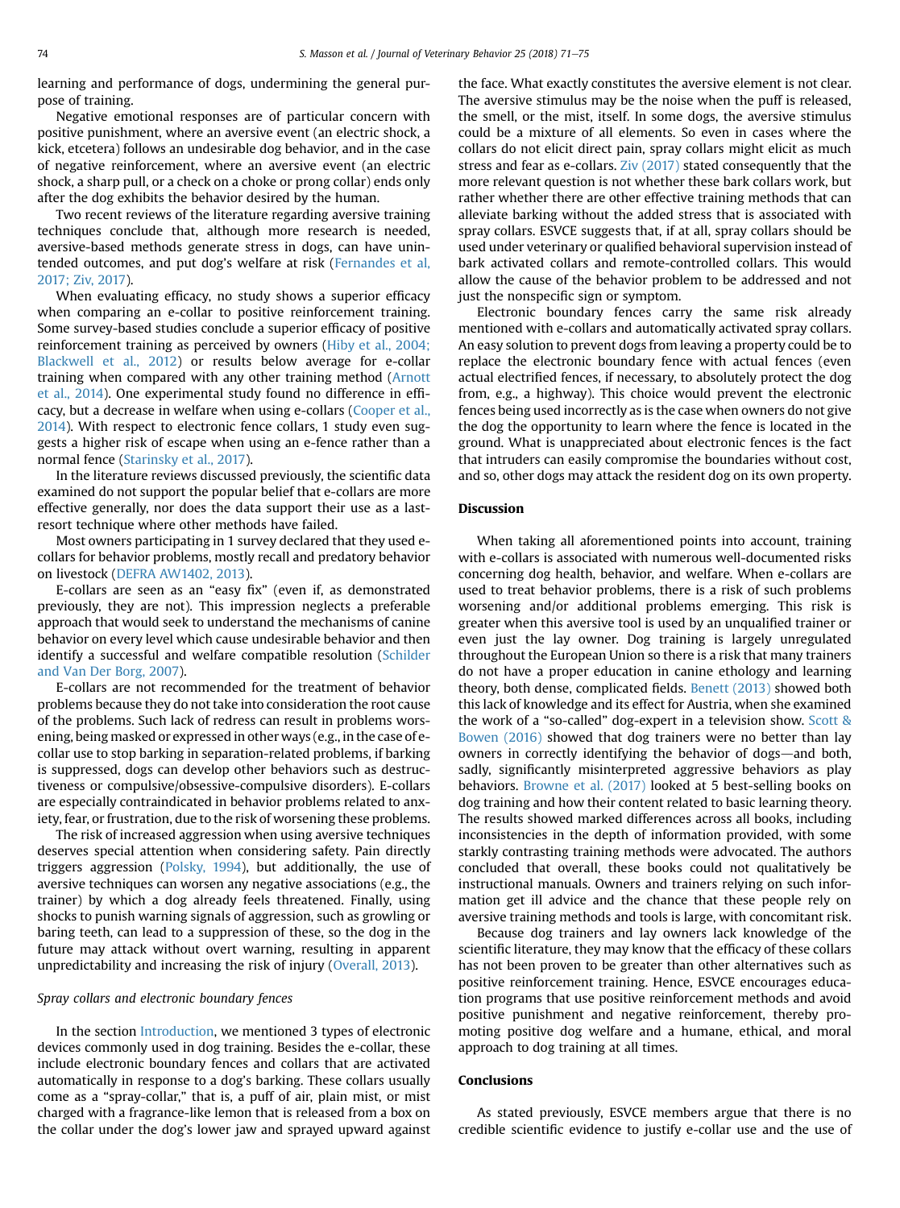learning and performance of dogs, undermining the general purpose of training.

Negative emotional responses are of particular concern with positive punishment, where an aversive event (an electric shock, a kick, etcetera) follows an undesirable dog behavior, and in the case of negative reinforcement, where an aversive event (an electric shock, a sharp pull, or a check on a choke or prong collar) ends only after the dog exhibits the behavior desired by the human.

Two recent reviews of the literature regarding aversive training techniques conclude that, although more research is needed, aversive-based methods generate stress in dogs, can have unintended outcomes, and put dog's welfare at risk (Fernandes et al, 2017; Ziv, 2017).

When evaluating efficacy, no study shows a superior efficacy when comparing an e-collar to positive reinforcement training. Some survey-based studies conclude a superior efficacy of positive reinforcement training as perceived by owners (Hiby et al., 2004; Blackwell et al., 2012) or results below average for e-collar training when compared with any other training method (Arnott et al., 2014). One experimental study found no difference in efficacy, but a decrease in welfare when using e-collars (Cooper et al., 2014). With respect to electronic fence collars, 1 study even suggests a higher risk of escape when using an e-fence rather than a normal fence (Starinsky et al., 2017).

In the literature reviews discussed previously, the scientific data examined do not support the popular belief that e-collars are more effective generally, nor does the data support their use as a last-resort technique where other methods have failed.

Most owners participating in 1 survey declared that they used e-collars for behavior problems, mostly recall and predatory behavior on livestock (DEFRA AW1402, 2013).

E-collars are seen as an "easy fix" (even if, as demonstrated previously, they are not). This impression neglects a preferable approach that would seek to understand the mechanisms of canine behavior on every level which cause undesirable behavior and then identify a successful and welfare compatible resolution (Schilder and Van Der Borg, 2007).

E-collars are not recommended for the treatment of behavior problems because they do not take into consideration the root cause of the problems. Such lack of redress can result in problems worsening, being masked or expressed in other ways (e.g., in the case of e-collar use to stop barking in separation-related problems, if barking is suppressed, dogs can develop other behaviors such as destructiveness or compulsive/obsessive-compulsive disorders). E-collars are especially contraindicated in behavior problems related to anxiety, fear, or frustration, due to the risk of worsening these problems.

The risk of increased aggression when using aversive techniques deserves special attention when considering safety. Pain directly triggers aggression (Polsky, 1994), but additionally, the use of aversive techniques can worsen any negative associations (e.g., the trainer) by which a dog already feels threatened. Finally, using shocks to punish warning signals of aggression, such as growling or baring teeth, can lead to a suppression of these, so the dog in the future may attack without overt warning, resulting in apparent unpredictability and increasing the risk of injury (Overall, 2013).

### *Spray collars and electronic boundary fences*

In the section Introduction, we mentioned 3 types of electronic devices commonly used in dog training. Besides the e-collar, these include electronic boundary fences and collars that are activated automatically in response to a dog's barking. These collars usually come as a "spray-collar," that is, a puff of air, plain mist, or mist charged with a fragrance-like lemon that is released from a box on the collar under the dog's lower jaw and sprayed upward against the face. What exactly constitutes the aversive element is not clear. The aversive stimulus may be the noise when the puff is released, the smell, or the mist, itself. In some dogs, the aversive stimulus could be a mixture of all elements. So even in cases where the collars do not elicit direct pain, spray collars might elicit as much stress and fear as e-collars. Ziv (2017) stated consequently that the more relevant question is not whether these bark collars work, but rather whether there are other effective training methods that can alleviate barking without the added stress that is associated with spray collars. ESVCE suggests that, if at all, spray collars should be used under veterinary or qualified behavioral supervision instead of bark activated collars and remote-controlled collars. This would allow the cause of the behavior problem to be addressed and not just the nonspecific sign or symptom.

Electronic boundary fences carry the same risk already mentioned with e-collars and automatically activated spray collars. An easy solution to prevent dogs from leaving a property could be to replace the electronic boundary fence with actual fences (even actual electrified fences, if necessary, to absolutely protect the dog from, e.g., a highway). This choice would prevent the electronic fences being used incorrectly as is the case when owners do not give the dog the opportunity to learn where the fence is located in the ground. What is unappreciated about electronic fences is the fact that intruders can easily compromise the boundaries without cost, and so, other dogs may attack the resident dog on its own property.

## Discussion

When taking all aforementioned points into account, training with e-collars is associated with numerous well-documented risks concerning dog health, behavior, and welfare. When e-collars are used to treat behavior problems, there is a risk of such problems worsening and/or additional problems emerging. This risk is greater when this aversive tool is used by an unqualified trainer or even just the lay owner. Dog training is largely unregulated throughout the European Union so there is a risk that many trainers do not have a proper education in canine ethology and learning theory, both dense, complicated fields. Benett (2013) showed both this lack of knowledge and its effect for Austria, when she examined the work of a "so-called" dog-expert in a television show. Scott & Bowen (2016) showed that dog trainers were no better than lay owners in correctly identifying the behavior of dogs—and both, sadly, significantly misinterpreted aggressive behaviors as play behaviors. Browne et al. (2017) looked at 5 best-selling books on dog training and how their content related to basic learning theory. The results showed marked differences across all books, including inconsistencies in the depth of information provided, with some starkly contrasting training methods were advocated. The authors concluded that overall, these books could not qualitatively be instructional manuals. Owners and trainers relying on such information get ill advice and the chance that these people rely on aversive training methods and tools is large, with concomitant risk.

Because dog trainers and lay owners lack knowledge of the scientific literature, they may know that the efficacy of these collars has not been proven to be greater than other alternatives such as positive reinforcement training. Hence, ESVCE encourages education programs that use positive reinforcement methods and avoid positive punishment and negative reinforcement, thereby promoting positive dog welfare and a humane, ethical, and moral approach to dog training at all times.

## Conclusions

As stated previously, ESVCE members argue that there is no credible scientific evidence to justify e-collar use and the use of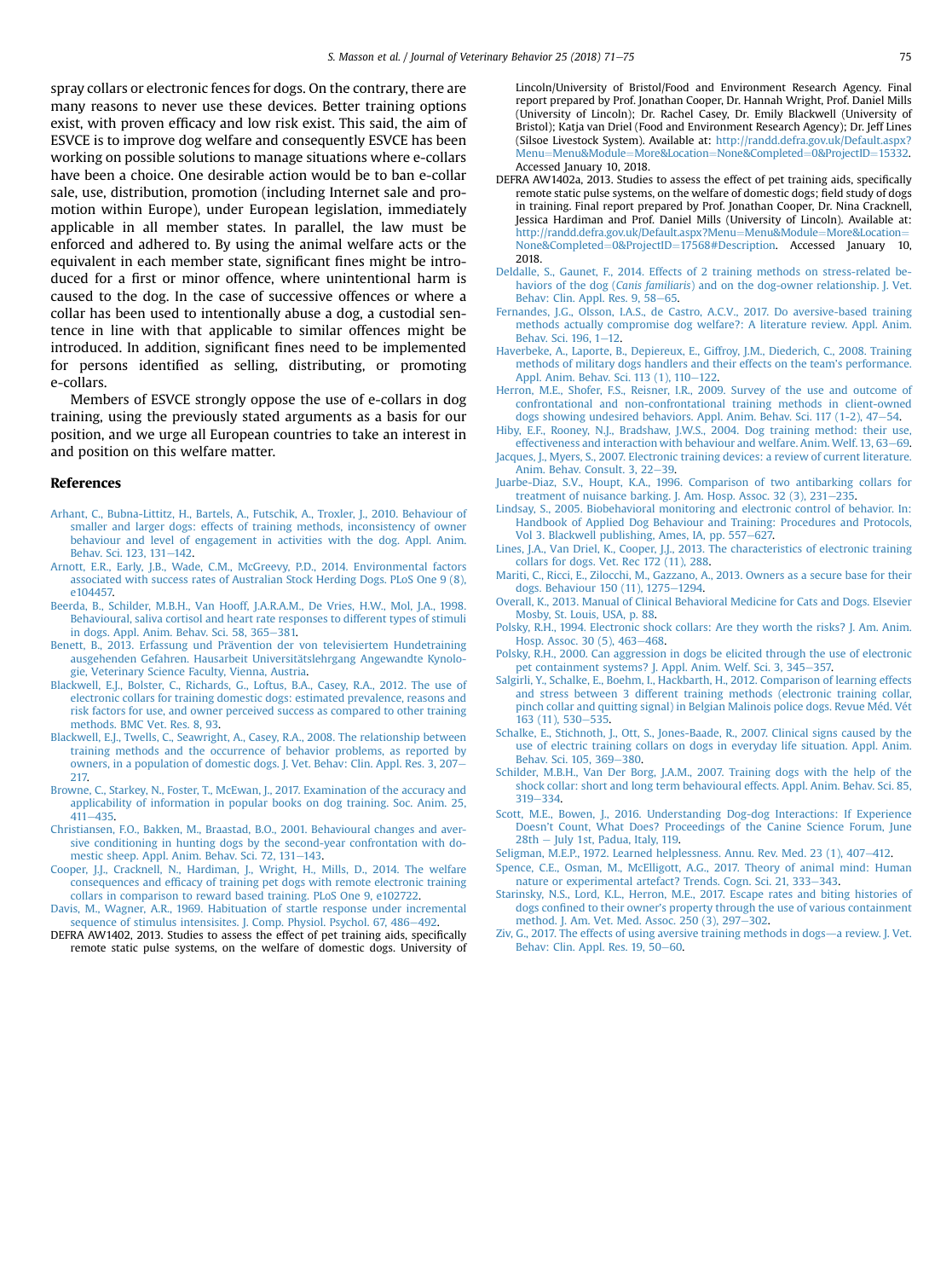spray collars or electronic fences for dogs. On the contrary, there are many reasons to never use these devices. Better training options exist, with proven efficacy and low risk exist. This said, the aim of ESVCE is to improve dog welfare and consequently ESVCE has been working on possible solutions to manage situations where e-collars have been a choice. One desirable action would be to ban e-collar sale, use, distribution, promotion (including Internet sale and promotion within Europe), under European legislation, immediately applicable in all member states. In parallel, the law must be enforced and adhered to. By using the animal welfare acts or the equivalent in each member state, significant fines might be introduced for a first or minor offence, where unintentional harm is caused to the dog. In the case of successive offences or where a collar has been used to intentionally abuse a dog, a custodial sentence in line with that applicable to similar offences might be introduced. In addition, significant fines need to be implemented for persons identified as selling, distributing, or promoting e-collars.

Members of ESVCE strongly oppose the use of e-collars in dog training, using the previously stated arguments as a basis for our position, and we urge all European countries to take an interest in and position on this welfare matter.

## References

Arhant, C., Bubna-Littitz, H., Bartels, A., Futschik, A., Troxler, J., 2010. Behaviour of smaller and larger dogs: effects of training methods, inconsistency of owner behaviour and level of engagement in activities with the dog. Appl. Anim. Behav. Sci. 123, 131–142.

Arnott, E.R., Early, J.B., Wade, C.M., McGreevy, P.D., 2014. Environmental factors associated with success rates of Australian Stock Herding Dogs. PLoS One 9 (8), e104457.

Beerda, B., Schilder, M.B.H., Van Hooff, J.A.R.A.M., De Vries, H.W., Mol, J.A., 1998. Behavioural, saliva cortisol and heart rate responses to different types of stimuli in dogs. Appl. Anim. Behav. Sci. 58, 365–381.

Benett, B., 2013. Erfassung und Prävention der von televisiertem Hundetraining ausgehenden Gefahren. Hausarbeit Universitätslehrgang Angewandte Kynologie, Veterinary Science Faculty, Vienna, Austria.

Blackwell, E.J., Bolster, C., Richards, G., Loftus, B.A., Casey, R.A., 2012. The use of electronic collars for training domestic dogs: estimated prevalence, reasons and risk factors for use, and owner perceived success as compared to other training methods. BMC Vet. Res. 8, 93.

Blackwell, E.J., Twells, C., Seawright, A., Casey, R.A., 2008. The relationship between training methods and the occurrence of behavior problems, as reported by owners, in a population of domestic dogs. J. Vet. Behav: Clin. Appl. Res. 3, 207–217.

Browne, C., Starkey, N., Foster, T., McEwan, J., 2017. Examination of the accuracy and applicability of information in popular books on dog training. Soc. Anim. 25, 411–435.

Christiansen, F.O., Bakken, M., Braastad, B.O., 2001. Behavioural changes and aversive conditioning in hunting dogs by the second-year confrontation with domestic sheep. Appl. Anim. Behav. Sci. 72, 131–143.

Cooper, J.J., Cracknell, N., Hardiman, J., Wright, H., Mills, D., 2014. The welfare consequences and efficacy of training pet dogs with remote electronic training collars in comparison to reward based training. PLoS One 9, e102722.

Davis, M., Wagner, A.R., 1969. Habituation of startle response under incremental sequence of stimulus intensities. J. Comp. Physiol. Psychol. 67, 486–492.

DEFRA AW1402, 2013. Studies to assess the effect of pet training aids, specifically remote static pulse systems, on the welfare of domestic dogs. University of Lincoln/University of Bristol/Food and Environment Research Agency. Final report prepared by Prof. Jonathan Cooper, Dr. Hannah Wright, Prof. Daniel Mills (University of Lincoln); Dr. Rachel Casey, Dr. Emily Blackwell (University of Bristol); Katja van Driel (Food and Environment Research Agency); Dr. Jeff Lines (Silsoe Livestock System). Available at: http://randd.defra.gov.uk/Default.aspx?Menu=Menu&Module=More&Location=None&Completed=0&ProjectID=15332. Accessed January 10, 2018.

DEFRA AW1402a, 2013. Studies to assess the effect of pet training aids, specifically remote static pulse systems, on the welfare of domestic dogs; field study of dogs in training. Final report prepared by Prof. Jonathan Cooper, Dr. Nina Cracknell, Jessica Hardiman and Prof. Daniel Mills (University of Lincoln). Available at: http://randd.defra.gov.uk/Default.aspx?Menu=Menu&Module=More&Location=None&Completed=0&ProjectID=17568#Description. Accessed January 10, 2018.

Deldalle, S., Gaunet, F., 2014. Effects of 2 training methods on stress-related behaviors of the dog (*Canis familiaris*) and on the dog-owner relationship. J. Vet. Behav: Clin. Appl. Res. 9, 58–65.

Fernandes, J.G., Olsson, I.A.S., de Castro, A.C.V., 2017. Do aversive-based training methods actually compromise dog welfare?: A literature review. Appl. Anim. Behav. Sci. 196, 1–12.

Haverbeke, A., Laporte, B., Depiereux, E., Giffroy, J.M., Diederich, C., 2008. Training methods of military dogs handlers and their effects on the team's performance. Appl. Anim. Behav. Sci. 113 (1), 110–122.

Herron, M.E., Shofer, F.S., Reisner, I.R., 2009. Survey of the use and outcome of confrontational and non-confrontational training methods in client-owned dogs showing undesired behaviors. Appl. Anim. Behav. Sci. 117 (1-2), 47–54.

Hiby, E.F., Rooney, N.J., Bradshaw, J.W.S., 2004. Dog training method: their use, effectiveness and interaction with behaviour and welfare. Anim. Welf. 13, 63–69.

Jacques, J., Myers, S., 2007. Electronic training devices: a review of current literature. Anim. Behav. Consult. 3, 22–39.

Juarbe-Diaz, S.V., Houpt, K.A., 1996. Comparison of two antibarking collars for treatment of nuisance barking. J. Am. Hosp. Assoc. 32 (3), 231–235.

Lindsay, S., 2005. Biobehavioral monitoring and electronic control of behavior. In: Handbook of Applied Dog Behaviour and Training: Procedures and Protocols, Vol 3. Blackwell publishing, Ames, IA, pp. 557–627.

Lines, J.A., Van Driel, K., Cooper, J.J., 2013. The characteristics of electronic training collars for dogs. Vet. Rec 172 (11), 288.

Mariti, C., Ricci, E., Zilocchi, M., Gazzano, A., 2013. Owners as a secure base for their dogs. Behaviour 150 (11), 1275–1294.

Overall, K., 2013. Manual of Clinical Behavioral Medicine for Cats and Dogs. Elsevier Mosby, St. Louis, USA, p. 88.

Polsky, R.H., 1994. Electronic shock collars: Are they worth the risks? J. Am. Anim. Hosp. Assoc. 30 (5), 463–468.

Polsky, R.H., 2000. Can aggression in dogs be elicited through the use of electronic pet containment systems? J. Appl. Anim. Welf. Sci. 3, 345–357.

Salgirli, Y., Schalke, E., Boehm, I., Hackbarth, H., 2012. Comparison of learning effects and stress between 3 different training methods (electronic training collar, pinch collar and quitting signal) in Belgian Malinois police dogs. Revue Méd. Vét 163 (11), 530–535.

Schalke, E., Stichnoth, J., Ott, S., Jones-Baade, R., 2007. Clinical signs caused by the use of electric training collars on dogs in everyday life situation. Appl. Anim. Behav. Sci. 105, 369–380.

Schilder, M.B.H., Van Der Borg, J.A.M., 2007. Training dogs with the help of the shock collar: short and long term behavioural effects. Appl. Anim. Behav. Sci. 85, 319–334.

Scott, M.E., Bowen, J., 2016. Understanding Dog-dog Interactions: If Experience Doesn't Count, What Does? Proceedings of the Canine Science Forum, June 28th – July 1st, Padua, Italy, 119.

Seligman, M.E.P., 1972. Learned helplessness. Annu. Rev. Med. 23 (1), 407–412.

Spence, C.E., Osman, M., McElligott, A.G., 2017. Theory of animal mind: Human nature or experimental artefact? Trends. Cogn. Sci. 21, 333–343.

Starinsky, N.S., Lord, K.L., Herron, M.E., 2017. Escape rates and biting histories of dogs confined to their owner's property through the use of various containment method. J. Am. Vet. Med. Assoc. 250 (3), 297–302.

Ziv, G., 2017. The effects of using aversive training methods in dogs—a review. J. Vet. Behav: Clin. Appl. Res. 19, 50–60.